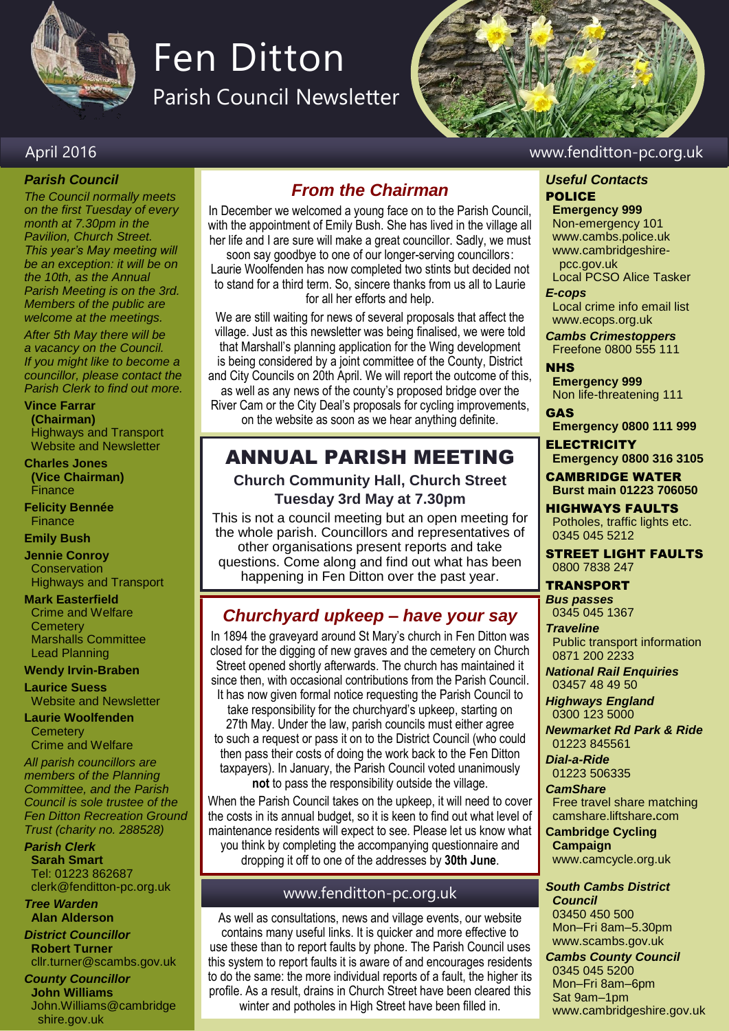# Fen Ditton

## Parish Council Newsletter

April 2016

www.fenditton-pc.org.uk

### *Parish Council*

*The Council normally meets on the first Tuesday of every month at 7.30pm in the Pavilion, Church Street. This year's May meeting will be an exception: it will be on the 10th, as the Annual Parish Meeting is on the 3rd. Members of the public are welcome at the meetings.*

*After 5th May there will be a vacancy on the Council. If you might like to become a councillor, please contact the Parish Clerk to find out more.*

**Vince Farrar (Chairman)**
Highways and Transport
Website and Newsletter

**Charles Jones (Vice Chairman)**
Finance

**Felicity Bennée**
Finance

**Emily Bush**

**Jennie Conroy**
Conservation
Highways and Transport

**Mark Easterfield**
Crime and Welfare
Cemetery
Marshalls Committee
Lead Planning

**Wendy Irvin-Braben**

**Laurice Suess**
Website and Newsletter

**Laurie Woolfenden**
Cemetery
Crime and Welfare

*All parish councillors are members of the Planning Committee, and the Parish Council is sole trustee of the Fen Ditton Recreation Ground Trust (charity no. 288528)*

***Parish Clerk***
**Sarah Smart**
Tel: 01223 862687
clerk@fenditton-pc.org.uk

***Tree Warden***
**Alan Alderson**

***District Councillor***
**Robert Turner**
cllr.turner@scambs.gov.uk

***County Councillor***
**John Williams**
John.Williams@cambridgeshire.gov.uk

## *From the Chairman*

In December we welcomed a young face on to the Parish Council, with the appointment of Emily Bush. She has lived in the village all her life and I are sure will make a great councillor. Sadly, we must soon say goodbye to one of our longer-serving councillors: Laurie Woolfenden has now completed two stints but decided not to stand for a third term. So, sincere thanks from us all to Laurie for all her efforts and help.

We are still waiting for news of several proposals that affect the village. Just as this newsletter was being finalised, we were told that Marshall's planning application for the Wing development is being considered by a joint committee of the County, District and City Councils on 20th April. We will report the outcome of this, as well as any news of the county's proposed bridge over the River Cam or the City Deal's proposals for cycling improvements, on the website as soon as we hear anything definite.

## ANNUAL PARISH MEETING

**Church Community Hall, Church Street**
**Tuesday 3rd May at 7.30pm**

This is not a council meeting but an open meeting for the whole parish. Councillors and representatives of other organisations present reports and take questions. Come along and find out what has been happening in Fen Ditton over the past year.

## *Churchyard upkeep – have your say*

In 1894 the graveyard around St Mary's church in Fen Ditton was closed for the digging of new graves and the cemetery on Church Street opened shortly afterwards. The church has maintained it since then, with occasional contributions from the Parish Council. It has now given formal notice requesting the Parish Council to take responsibility for the churchyard's upkeep, starting on 27th May. Under the law, parish councils must either agree to such a request or pass it on to the District Council (who could then pass their costs of doing the work back to the Fen Ditton taxpayers). In January, the Parish Council voted unanimously **not** to pass the responsibility outside the village.

When the Parish Council takes on the upkeep, it will need to cover the costs in its annual budget, so it is keen to find out what level of maintenance residents will expect to see. Please let us know what you think by completing the accompanying questionnaire and dropping it off to one of the addresses by **30th June**.

## www.fenditton-pc.org.uk

As well as consultations, news and village events, our website contains many useful links. It is quicker and more effective to use these than to report faults by phone. The Parish Council uses this system to report faults it is aware of and encourages residents to do the same: the more individual reports of a fault, the higher its profile. As a result, drains in Church Street have been cleared this winter and potholes in High Street have been filled in.

### *Useful Contacts*

**POLICE**
**Emergency 999**
Non-emergency 101
www.cambs.police.uk
www.cambridgeshire-pcc.gov.uk
Local PCSO Alice Tasker

***E-cops***
Local crime info email list
www.ecops.org.uk

***Cambs Crimestoppers***
Freefone 0800 555 111

**NHS**
**Emergency 999**
Non life-threatening 111

**GAS**
**Emergency 0800 111 999**

**ELECTRICITY**
**Emergency 0800 316 3105**

**CAMBRIDGE WATER**
**Burst main 01223 706050**

**HIGHWAYS FAULTS**
Potholes, traffic lights etc.
0345 045 5212

**STREET LIGHT FAULTS**
0800 7838 247

**TRANSPORT**

***Bus passes***
0345 045 1367

***Traveline***
Public transport information
0871 200 2233

***National Rail Enquiries***
03457 48 49 50

***Highways England***
0300 123 5000

***Newmarket Rd Park & Ride***
01223 845561

***Dial-a-Ride***
01223 506335

***CamShare***
Free travel share matching
camshare.liftshare.com

**Cambridge Cycling Campaign**
www.camcycle.org.uk

***South Cambs District Council***
03450 450 500
Mon–Fri 8am–5.30pm
www.scambs.gov.uk

***Cambs County Council***
0345 045 5200
Mon–Fri 8am–6pm
Sat 9am–1pm
www.cambridgeshire.gov.uk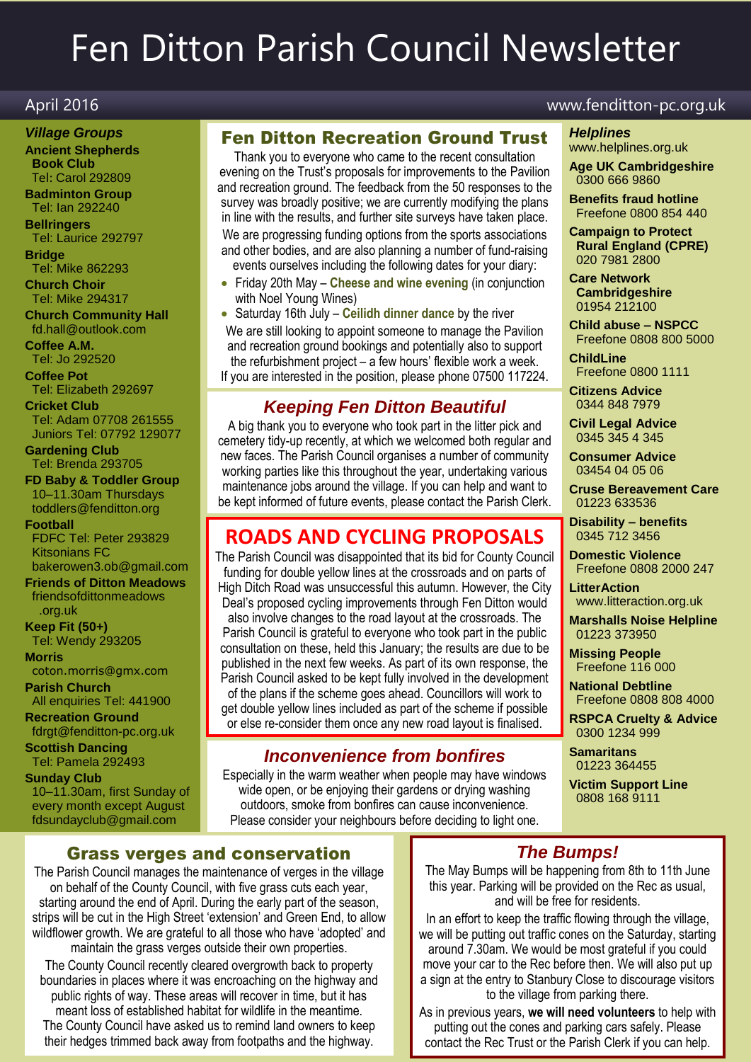# Fen Ditton Parish Council Newsletter

April 2016

www.fenditton-pc.org.uk

## Village Groups

**Ancient Shepherds Book Club**
Tel: Carol 292809

**Badminton Group**
Tel: Ian 292240

**Bellringers**
Tel: Laurice 292797

**Bridge**
Tel: Mike 862293

**Church Choir**
Tel: Mike 294317

**Church Community Hall**
fd.hall@outlook.com

**Coffee A.M.**
Tel: Jo 292520

**Coffee Pot**
Tel: Elizabeth 292697

**Cricket Club**
Tel: Adam 07708 261555
Juniors Tel: 07792 129077

**Gardening Club**
Tel: Brenda 293705

**FD Baby & Toddler Group**
10–11.30am Thursdays
toddlers@fenditton.org

**Football**
FDFC Tel: Peter 293829
Kitsonians FC
bakerowen3.ob@gmail.com

**Friends of Ditton Meadows**
friendsofdittonmeadows.org.uk

**Keep Fit (50+)**
Tel: Wendy 293205

**Morris**
coton.morris@gmx.com

**Parish Church**
All enquiries Tel: 441900

**Recreation Ground**
fdrgt@fenditton-pc.org.uk

**Scottish Dancing**
Tel: Pamela 292493

**Sunday Club**
10–11.30am, first Sunday of every month except August
fdsundayclub@gmail.com

## Fen Ditton Recreation Ground Trust

Thank you to everyone who came to the recent consultation evening on the Trust's proposals for improvements to the Pavilion and recreation ground. The feedback from the 50 responses to the survey was broadly positive; we are currently modifying the plans in line with the results, and further site surveys have taken place.

We are progressing funding options from the sports associations and other bodies, and are also planning a number of fund-raising events ourselves including the following dates for your diary:

- Friday 20th May – **Cheese and wine evening** (in conjunction with Noel Young Wines)
- Saturday 16th July – **Ceilidh dinner dance** by the river

We are still looking to appoint someone to manage the Pavilion and recreation ground bookings and potentially also to support the refurbishment project – a few hours' flexible work a week. If you are interested in the position, please phone 07500 117224.

## *Keeping Fen Ditton Beautiful*

A big thank you to everyone who took part in the litter pick and cemetery tidy-up recently, at which we welcomed both regular and new faces. The Parish Council organises a number of community working parties like this throughout the year, undertaking various maintenance jobs around the village. If you can help and want to be kept informed of future events, please contact the Parish Clerk.

## ROADS AND CYCLING PROPOSALS

The Parish Council was disappointed that its bid for County Council funding for double yellow lines at the crossroads and on parts of High Ditch Road was unsuccessful this autumn. However, the City Deal's proposed cycling improvements through Fen Ditton would also involve changes to the road layout at the crossroads. The Parish Council is grateful to everyone who took part in the public consultation on these, held this January; the results are due to be published in the next few weeks. As part of its own response, the Parish Council asked to be kept fully involved in the development of the plans if the scheme goes ahead. Councillors will work to get double yellow lines included as part of the scheme if possible or else re-consider them once any new road layout is finalised.

## *Inconvenience from bonfires*

Especially in the warm weather when people may have windows wide open, or be enjoying their gardens or drying washing outdoors, smoke from bonfires can cause inconvenience. Please consider your neighbours before deciding to light one.

## *Helplines*

www.helplines.org.uk

**Age UK Cambridgeshire**
0300 666 9860

**Benefits fraud hotline**
Freefone 0800 854 440

**Campaign to Protect Rural England (CPRE)**
020 7981 2800

**Care Network Cambridgeshire**
01954 212100

**Child abuse – NSPCC**
Freefone 0808 800 5000

**ChildLine**
Freefone 0800 1111

**Citizens Advice**
0344 848 7979

**Civil Legal Advice**
0345 345 4 345

**Consumer Advice**
03454 04 05 06

**Cruse Bereavement Care**
01223 633536

**Disability – benefits**
0345 712 3456

**Domestic Violence**
Freefone 0808 2000 247

**LitterAction**
www.litteraction.org.uk

**Marshalls Noise Helpline**
01223 373950

**Missing People**
Freefone 116 000

**National Debtline**
Freefone 0808 808 4000

**RSPCA Cruelty & Advice**
0300 1234 999

**Samaritans**
01223 364455

**Victim Support Line**
0808 168 9111

## Grass verges and conservation

The Parish Council manages the maintenance of verges in the village on behalf of the County Council, with five grass cuts each year, starting around the end of April. During the early part of the season, strips will be cut in the High Street 'extension' and Green End, to allow wildflower growth. We are grateful to all those who have 'adopted' and maintain the grass verges outside their own properties.

The County Council recently cleared overgrowth back to property boundaries in places where it was encroaching on the highway and public rights of way. These areas will recover in time, but it has meant loss of established habitat for wildlife in the meantime. The County Council have asked us to remind land owners to keep their hedges trimmed back away from footpaths and the highway.

## *The Bumps!*

The May Bumps will be happening from 8th to 11th June this year. Parking will be provided on the Rec as usual, and will be free for residents.

In an effort to keep the traffic flowing through the village, we will be putting out traffic cones on the Saturday, starting around 7.30am. We would be most grateful if you could move your car to the Rec before then. We will also put up a sign at the entry to Stanbury Close to discourage visitors to the village from parking there.

As in previous years, **we will need volunteers** to help with putting out the cones and parking cars safely. Please contact the Rec Trust or the Parish Clerk if you can help.